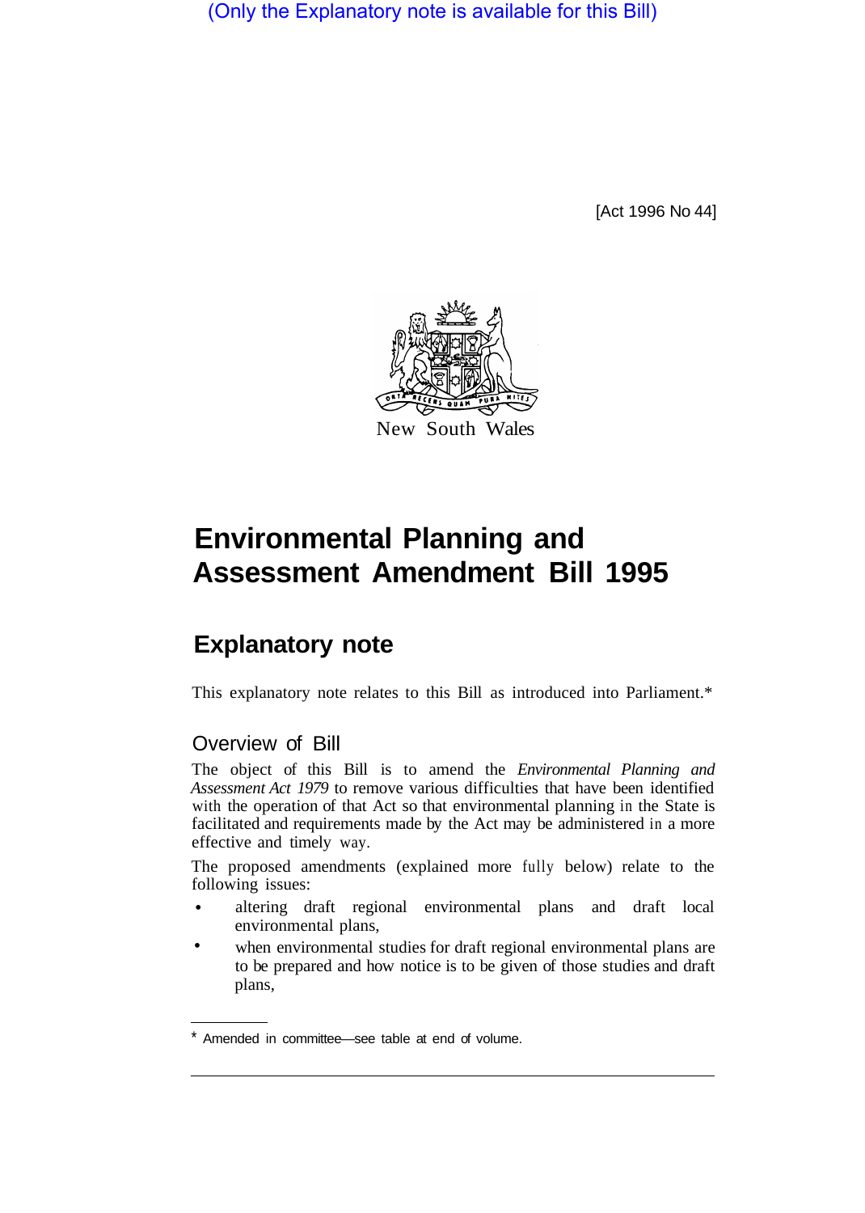(Only the Explanatory note is available for this Bill)

[Act 1996 No 44]

New South Wales

# Environmental Planning and Assessment Amendment Bill 1995

## Explanatory note

This explanatory note relates to this Bill as introduced into Parliament.*

### Overview of Bill

The object of this Bill is to amend the *Environmental Planning and Assessment Act 1979* to remove various difficulties that have been identified with the operation of that Act so that environmental planning in the State is facilitated and requirements made by the Act may be administered in a more effective and timely way.

The proposed amendments (explained more fully below) relate to the following issues:

- altering draft regional environmental plans and draft local environmental plans,
- when environmental studies for draft regional environmental plans are to be prepared and how notice is to be given of those studies and draft plans,

* Amended in committee—see table at end of volume.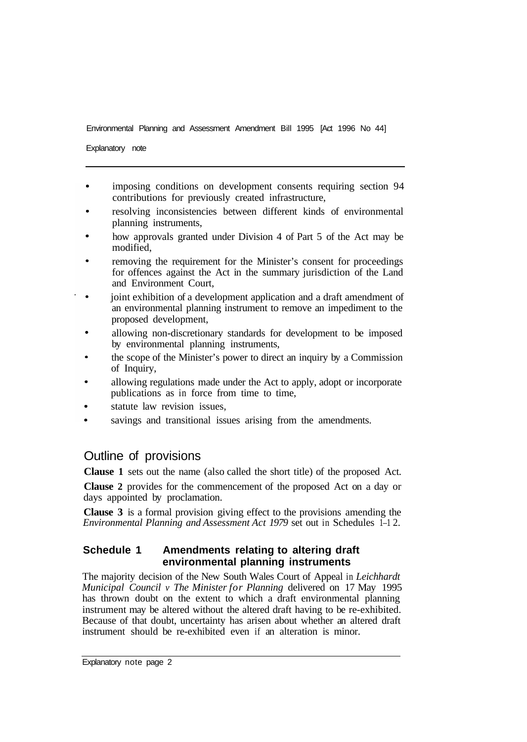- imposing conditions on development consents requiring section 94 contributions for previously created infrastructure,
- resolving inconsistencies between different kinds of environmental planning instruments,
- how approvals granted under Division 4 of Part 5 of the Act may be modified,
- removing the requirement for the Minister's consent for proceedings for offences against the Act in the summary jurisdiction of the Land and Environment Court,
- joint exhibition of a development application and a draft amendment of an environmental planning instrument to remove an impediment to the proposed development,
- allowing non-discretionary standards for development to be imposed by environmental planning instruments,
- the scope of the Minister's power to direct an inquiry by a Commission of Inquiry,
- allowing regulations made under the Act to apply, adopt or incorporate publications as in force from time to time,
- statute law revision issues,
- savings and transitional issues arising from the amendments.

## Outline of provisions

**Clause 1** sets out the name (also called the short title) of the proposed Act.

**Clause 2** provides for the commencement of the proposed Act on a day or days appointed by proclamation.

**Clause 3** is a formal provision giving effect to the provisions amending the *Environmental Planning and Assessment Act 1979* set out in Schedules 1–12.

### Schedule 1 Amendments relating to altering draft environmental planning instruments

The majority decision of the New South Wales Court of Appeal in *Leichhardt Municipal Council v The Minister for Planning* delivered on 17 May 1995 has thrown doubt on the extent to which a draft environmental planning instrument may be altered without the altered draft having to be re-exhibited. Because of that doubt, uncertainty has arisen about whether an altered draft instrument should be re-exhibited even if an alteration is minor.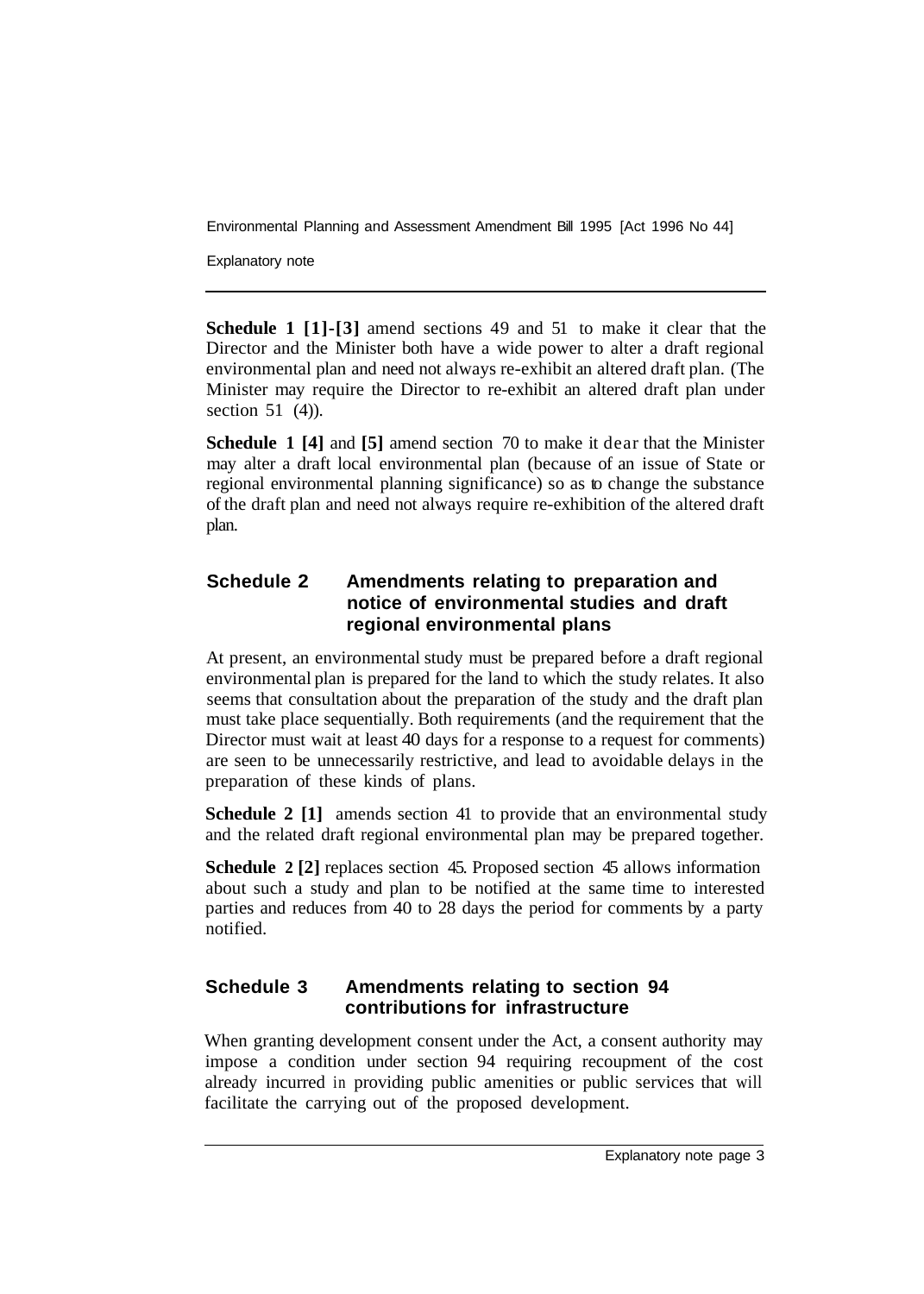**Schedule 1 [1]-[3]** amend sections 49 and 51 to make it clear that the Director and the Minister both have a wide power to alter a draft regional environmental plan and need not always re-exhibit an altered draft plan. (The Minister may require the Director to re-exhibit an altered draft plan under section 51 (4)).

**Schedule 1 [4]** and **[5]** amend section 70 to make it dear that the Minister may alter a draft local environmental plan (because of an issue of State or regional environmental planning significance) so as to change the substance of the draft plan and need not always require re-exhibition of the altered draft plan.

## Schedule 2 Amendments relating to preparation and notice of environmental studies and draft regional environmental plans

At present, an environmental study must be prepared before a draft regional environmental plan is prepared for the land to which the study relates. It also seems that consultation about the preparation of the study and the draft plan must take place sequentially. Both requirements (and the requirement that the Director must wait at least 40 days for a response to a request for comments) are seen to be unnecessarily restrictive, and lead to avoidable delays in the preparation of these kinds of plans.

**Schedule 2 [1]** amends section 41 to provide that an environmental study and the related draft regional environmental plan may be prepared together.

**Schedule 2 [2]** replaces section 45. Proposed section 45 allows information about such a study and plan to be notified at the same time to interested parties and reduces from 40 to 28 days the period for comments by a party notified.

## Schedule 3 Amendments relating to section 94 contributions for infrastructure

When granting development consent under the Act, a consent authority may impose a condition under section 94 requiring recoupment of the cost already incurred in providing public amenities or public services that will facilitate the carrying out of the proposed development.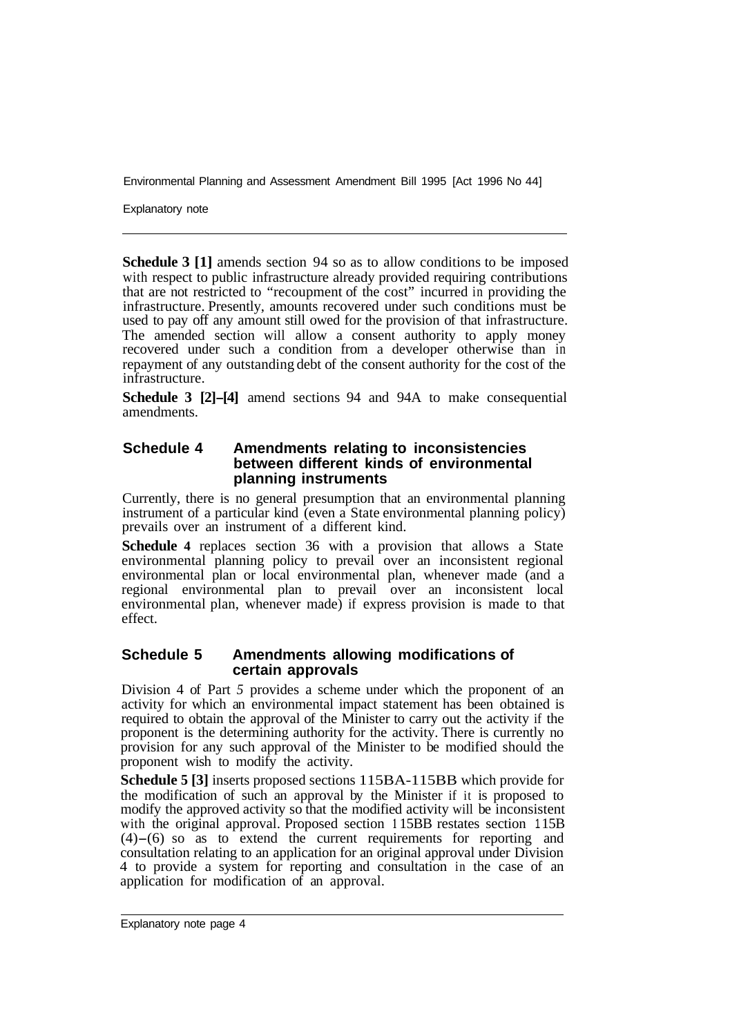**Schedule 3 [1]** amends section 94 so as to allow conditions to be imposed with respect to public infrastructure already provided requiring contributions that are not restricted to "recoupment of the cost" incurred in providing the infrastructure. Presently, amounts recovered under such conditions must be used to pay off any amount still owed for the provision of that infrastructure. The amended section will allow a consent authority to apply money recovered under such a condition from a developer otherwise than in repayment of any outstanding debt of the consent authority for the cost of the infrastructure.

**Schedule 3 [2]–[4]** amend sections 94 and 94A to make consequential amendments.

## Schedule 4 Amendments relating to inconsistencies between different kinds of environmental planning instruments

Currently, there is no general presumption that an environmental planning instrument of a particular kind (even a State environmental planning policy) prevails over an instrument of a different kind.

**Schedule 4** replaces section 36 with a provision that allows a State environmental planning policy to prevail over an inconsistent regional environmental plan or local environmental plan, whenever made (and a regional environmental plan to prevail over an inconsistent local environmental plan, whenever made) if express provision is made to that effect.

## Schedule 5 Amendments allowing modifications of certain approvals

Division 4 of Part 5 provides a scheme under which the proponent of an activity for which an environmental impact statement has been obtained is required to obtain the approval of the Minister to carry out the activity if the proponent is the determining authority for the activity. There is currently no provision for any such approval of the Minister to be modified should the proponent wish to modify the activity.

**Schedule 5 [3]** inserts proposed sections 115BA-115BB which provide for the modification of such an approval by the Minister if it is proposed to modify the approved activity so that the modified activity will be inconsistent with the original approval. Proposed section 115BB restates section 115B (4)–(6) so as to extend the current requirements for reporting and consultation relating to an application for an original approval under Division 4 to provide a system for reporting and consultation in the case of an application for modification of an approval.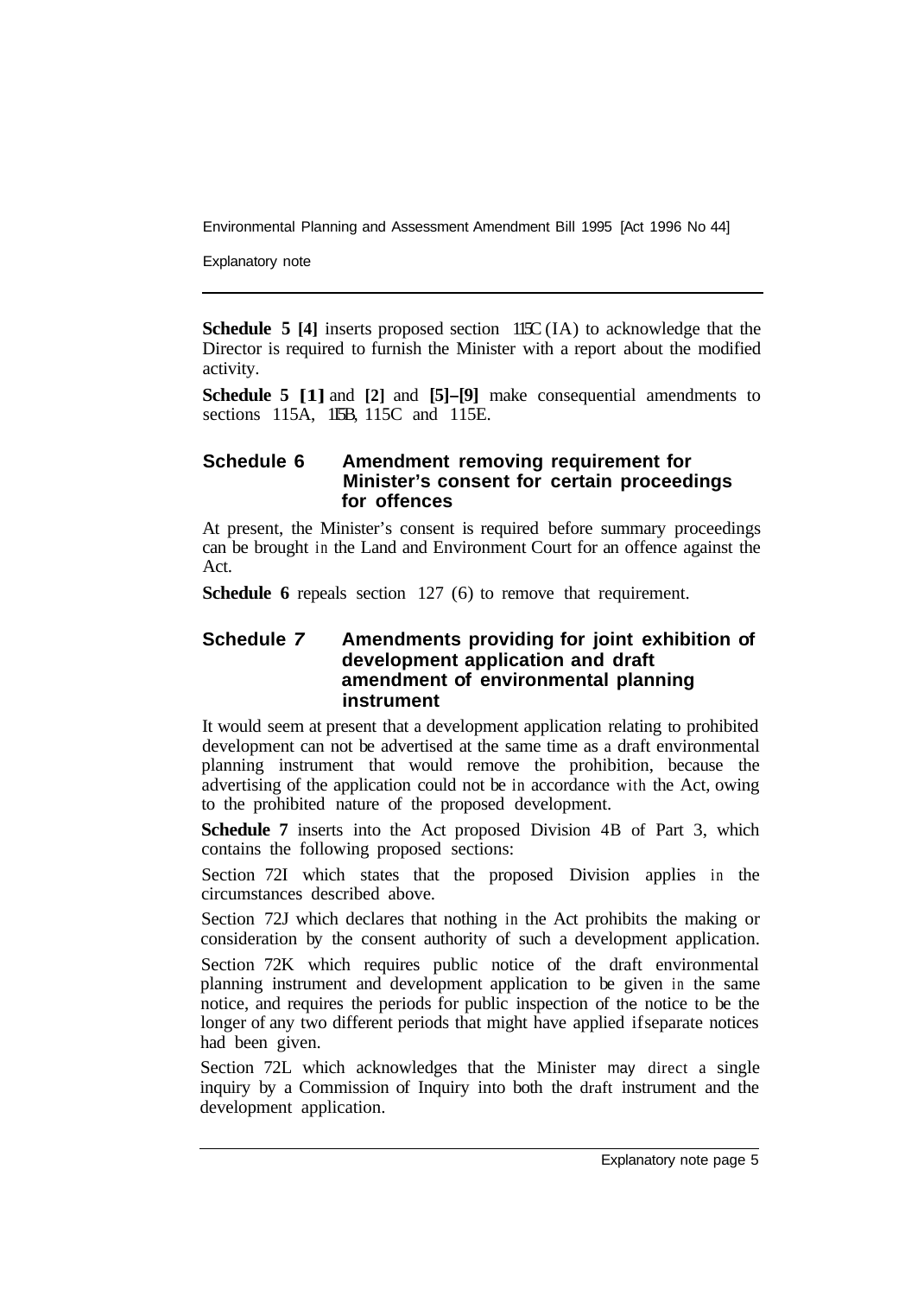**Schedule 5 [4]** inserts proposed section 115C (1A) to acknowledge that the Director is required to furnish the Minister with a report about the modified activity.

**Schedule 5 [1]** and **[2]** and **[5]–[9]** make consequential amendments to sections 115A, 115B, 115C and 115E.

## Schedule 6 Amendment removing requirement for Minister's consent for certain proceedings for offences

At present, the Minister's consent is required before summary proceedings can be brought in the Land and Environment Court for an offence against the Act.

**Schedule 6** repeals section 127 (6) to remove that requirement.

## Schedule 7 Amendments providing for joint exhibition of development application and draft amendment of environmental planning instrument

It would seem at present that a development application relating to prohibited development can not be advertised at the same time as a draft environmental planning instrument that would remove the prohibition, because the advertising of the application could not be in accordance with the Act, owing to the prohibited nature of the proposed development.

**Schedule 7** inserts into the Act proposed Division 4B of Part 3, which contains the following proposed sections:

Section 72I which states that the proposed Division applies in the circumstances described above.

Section 72J which declares that nothing in the Act prohibits the making or consideration by the consent authority of such a development application.

Section 72K which requires public notice of the draft environmental planning instrument and development application to be given in the same notice, and requires the periods for public inspection of the notice to be the longer of any two different periods that might have applied if separate notices had been given.

Section 72L which acknowledges that the Minister may direct a single inquiry by a Commission of Inquiry into both the draft instrument and the development application.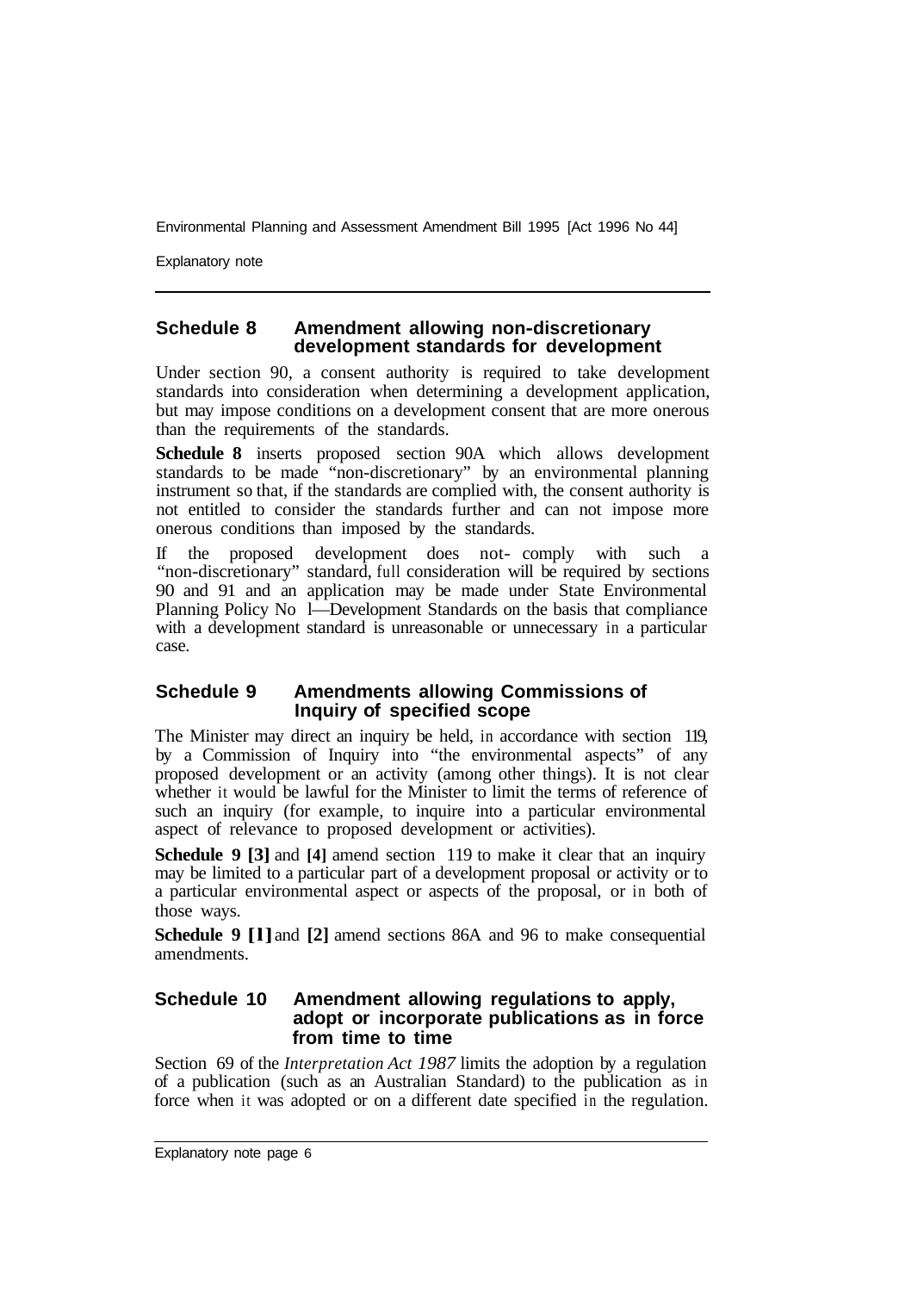## Schedule 8 Amendment allowing non-discretionary development standards for development

Under section 90, a consent authority is required to take development standards into consideration when determining a development application, but may impose conditions on a development consent that are onerous than the requirements of the standards.

**Schedule 8** inserts proposed section 90A which allows development standards to be made "non-discretionary" by an environmental planning instrument so that, if the standards are complied with, the consent authority is not entitled to consider the standards further and can not impose more onerous conditions than imposed by the standards.

If the proposed development does not- comply with such a "non-discretionary" standard, full consideration will be required by sections 90 and 91 and an application may be made under State Environmental Planning Policy No l—Development Standards on the basis that compliance with a development standard is unreasonable or unnecessary in a particular case.

## Schedule 9 Amendments allowing Commissions of Inquiry of specified scope

The Minister may direct an inquiry be held, in accordance with section 119, by a Commission of Inquiry into "the environmental aspects" of any proposed development or an activity (among other things). It is not clear whether it would be lawful for the Minister to limit the terms of reference of such an inquiry (for example, to inquire into a particular environmental aspect of relevance to proposed development or activities).

**Schedule 9 [3]** and **[4]** amend section 119 to make it clear that an inquiry may be limited to a particular part of a development proposal or activity or to a particular environmental aspect or aspects of the proposal, or in both of those ways.

**Schedule 9 [1]** and **[2]** amend sections 86A and 96 to make consequential amendments.

## Schedule 10 Amendment allowing regulations to apply, adopt or incorporate publications as in force from time to time

Section 69 of the *Interpretation Act 1987* limits the adoption by a regulation of a publication (such as an Australian Standard) to the publication as in force when it was adopted or on a different date specified in the regulation.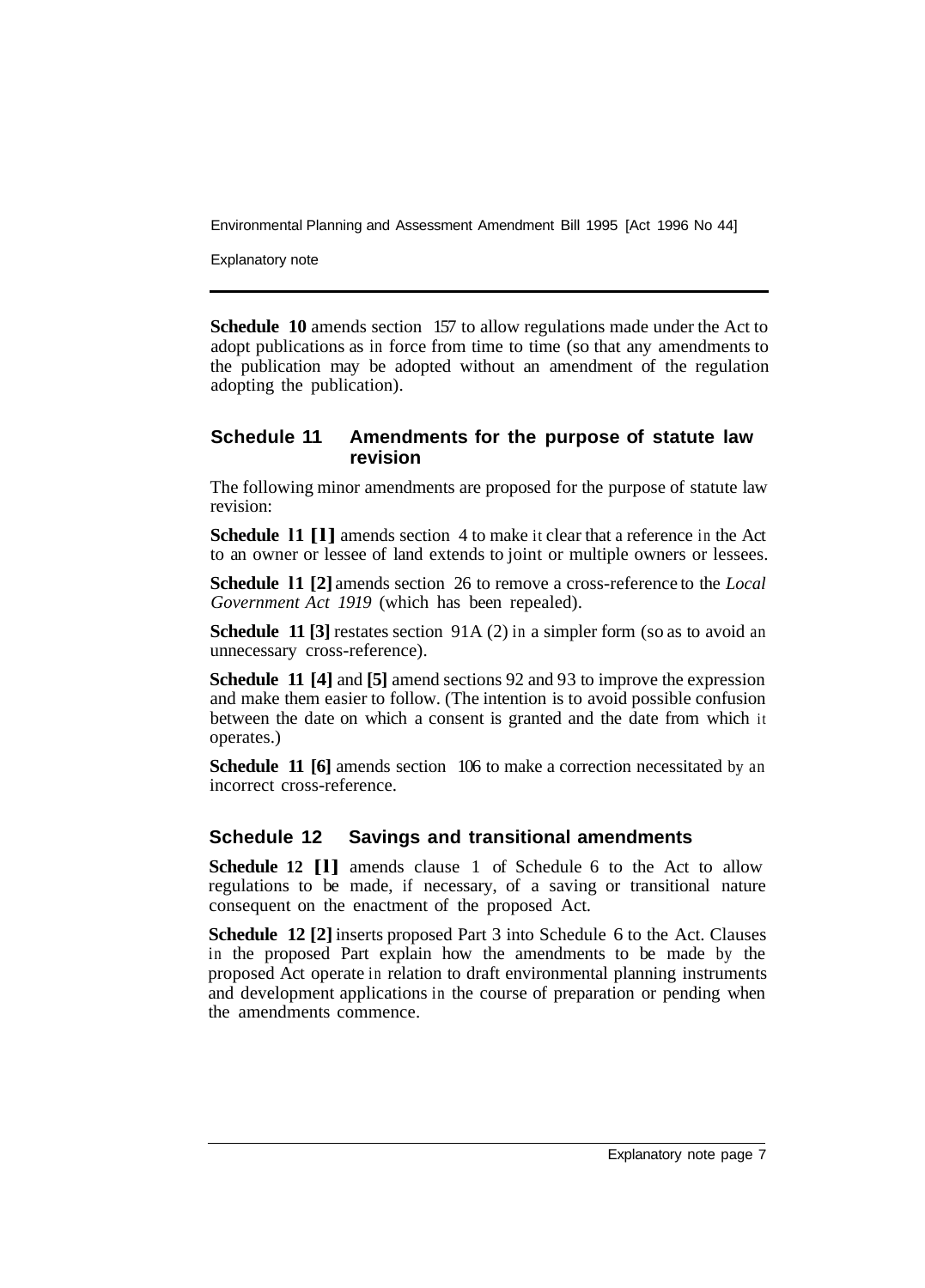**Schedule 10** amends section 157 to allow regulations made under the Act to adopt publications as in force from time to time (so that any amendments to the publication may be adopted without an amendment of the regulation adopting the publication).

### Schedule 11 Amendments for the purpose of statute law revision

The following minor amendments are proposed for the purpose of statute law revision:

**Schedule 11 [1]** amends section 4 to make it clear that a reference in the Act to an owner or lessee of land extends to joint or multiple owners or lessees.

**Schedule 11 [2]** amends section 26 to remove a cross-reference to the *Local Government Act 1919* (which has been repealed).

**Schedule 11 [3]** restates section 91A (2) in a simpler form (so as to avoid an unnecessary cross-reference).

**Schedule 11 [4]** and **[5]** amend sections 92 and 93 to improve the expression and make them easier to follow. (The intention is to avoid possible confusion between the date on which a consent is granted and the date from which it operates.)

**Schedule 11 [6]** amends section 106 to make a correction necessitated by an incorrect cross-reference.

### Schedule 12 Savings and transitional amendments

**Schedule 12 [1]** amends clause 1 of Schedule 6 to the Act to allow regulations to be made, if necessary, of a saving or transitional nature consequent on the enactment of the proposed Act.

**Schedule 12 [2]** inserts proposed Part 3 into Schedule 6 to the Act. Clauses in the proposed Part explain how the amendments to be made by the proposed Act operate in relation to draft environmental planning instruments and development applications in the course of preparation or pending when the amendments commence.